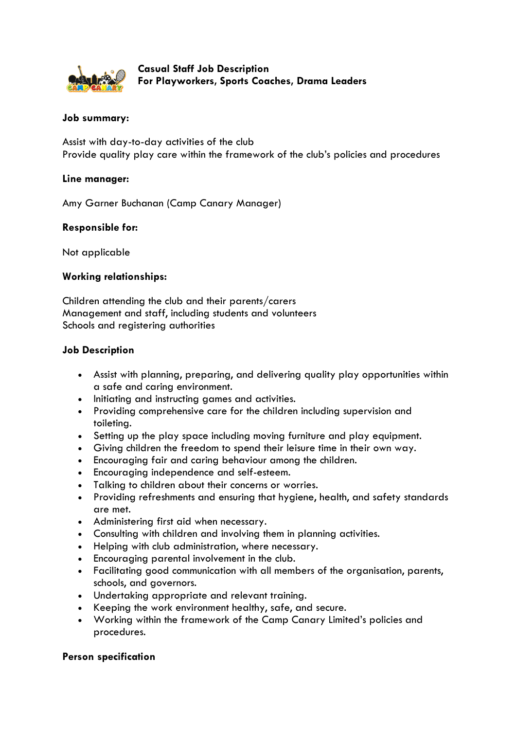**Casual Staff Job Description**
**For Playworkers, Sports Coaches, Drama Leaders**

**Job summary:**

Assist with day-to-day activities of the club
Provide quality play care within the framework of the club's policies and procedures

**Line manager:**

Amy Garner Buchanan (Camp Canary Manager)

**Responsible for:**

Not applicable

**Working relationships:**

Children attending the club and their parents/carers
Management and staff, including students and volunteers
Schools and registering authorities

**Job Description**

- Assist with planning, preparing, and delivering quality play opportunities within a safe and caring environment.
- Initiating and instructing games and activities.
- Providing comprehensive care for the children including supervision and toileting.
- Setting up the play space including moving furniture and play equipment.
- Giving children the freedom to spend their leisure time in their own way.
- Encouraging fair and caring behaviour among the children.
- Encouraging independence and self-esteem.
- Talking to children about their concerns or worries.
- Providing refreshments and ensuring that hygiene, health, and safety standards are met.
- Administering first aid when necessary.
- Consulting with children and involving them in planning activities.
- Helping with club administration, where necessary.
- Encouraging parental involvement in the club.
- Facilitating good communication with all members of the organisation, parents, schools, and governors.
- Undertaking appropriate and relevant training.
- Keeping the work environment healthy, safe, and secure.
- Working within the framework of the Camp Canary Limited's policies and procedures.

**Person specification**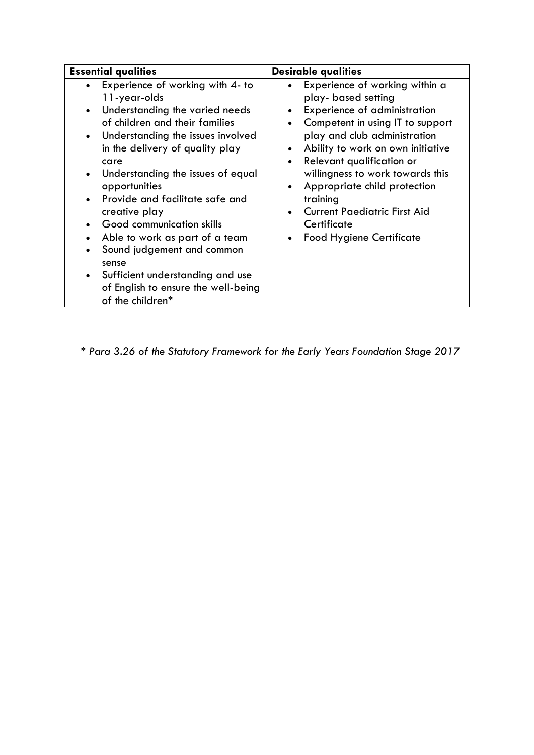| Essential qualities | Desirable qualities |
| --- | --- |
| <ul><li>Experience of working with 4- to 11-year-olds</li><li>Understanding the varied needs of children and their families</li><li>Understanding the issues involved in the delivery of quality play care</li><li>Understanding the issues of equal opportunities</li><li>Provide and facilitate safe and creative play</li><li>Good communication skills</li><li>Able to work as part of a team</li><li>Sound judgement and common sense</li><li>Sufficient understanding and use of English to ensure the well-being of the children*</li></ul> | <ul><li>Experience of working within a play- based setting</li><li>Experience of administration</li><li>Competent in using IT to support play and club administration</li><li>Ability to work on own initiative</li><li>Relevant qualification or willingness to work towards this</li><li>Appropriate child protection training</li><li>Current Paediatric First Aid Certificate</li><li>Food Hygiene Certificate</li></ul> |

*\* Para 3.26 of the Statutory Framework for the Early Years Foundation Stage 2017*